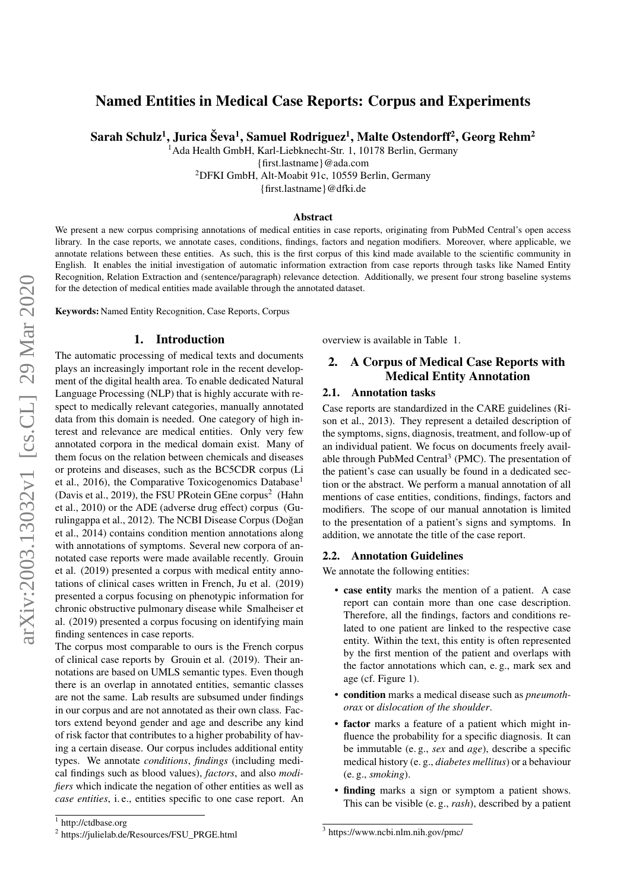# Named Entities in Medical Case Reports: Corpus and Experiments

**Sarah Schulz[1], Jurica Ševa[1], Samuel Rodriguez[1], Malte Ostendorff[2], Georg Rehm[2]**

[1]Ada Health GmbH, Karl-Liebknecht-Str. 1, 10178 Berlin, Germany
{first.lastname}@ada.com
[2]DFKI GmbH, Alt-Moabit 91c, 10559 Berlin, Germany
{first.lastname}@dfki.de

## Abstract

We present a new corpus comprising annotations of medical entities in case reports, originating from PubMed Central's open access library. In the case reports, we annotate cases, conditions, findings, factors and negation modifiers. Moreover, where applicable, we annotate relations between these entities. As such, this is the first corpus of this kind made available to the scientific community in English. It enables the initial investigation of automatic information extraction from case reports through tasks like Named Entity Recognition, Relation Extraction and (sentence/paragraph) relevance detection. Additionally, we present four strong baseline systems for the detection of medical entities made available through the annotated dataset.

**Keywords:** Named Entity Recognition, Case Reports, Corpus

## 1. Introduction

The automatic processing of medical texts and documents plays an increasingly important role in the recent development of the digital health area. To enable dedicated Natural Language Processing (NLP) that is highly accurate with respect to medically relevant categories, manually annotated data from this domain is needed. One category of high interest and relevance are medical entities. Only very few annotated corpora in the medical domain exist. Many of them focus on the relation between chemicals and diseases or proteins and diseases, such as the BC5CDR corpus (Li et al., 2016), the Comparative Toxicogenomics Database[1] (Davis et al., 2019), the FSU PRotein GEne corpus[2] (Hahn et al., 2010) or the ADE (adverse drug effect) corpus (Gurulingappa et al., 2012). The NCBI Disease Corpus (Doğan et al., 2014) contains condition mention annotations along with annotations of symptoms. Several new corpora of annotated case reports were made available recently. Grouin et al. (2019) presented a corpus with medical entity annotations of clinical cases written in French, Ju et al. (2019) presented a corpus focusing on phenotypic information for chronic obstructive pulmonary disease while Smalheiser et al. (2019) presented a corpus focusing on identifying main finding sentences in case reports.

The corpus most comparable to ours is the French corpus of clinical case reports by Grouin et al. (2019). Their annotations are based on UMLS semantic types. Even though there is an overlap in annotated entities, semantic classes are not the same. Lab results are subsumed under findings in our corpus and are not annotated as their own class. Factors extend beyond gender and age and describe any kind of risk factor that contributes to a higher probability of having a certain disease. Our corpus includes additional entity types. We annotate *conditions*, *findings* (including medical findings such as blood values), *factors*, and also *modifiers* which indicate the negation of other entities as well as *case entities*, i. e., entities specific to one case report. An overview is available in Table 1.

[1] http://ctdbase.org
[2] https://julielab.de/Resources/FSU_PRGE.html

## 2. A Corpus of Medical Case Reports with Medical Entity Annotation

### 2.1. Annotation tasks

Case reports are standardized in the CARE guidelines (Rison et al., 2013). They represent a detailed description of the symptoms, signs, diagnosis, treatment, and follow-up of an individual patient. We focus on documents freely available through PubMed Central[3] (PMC). The presentation of the patient's case can usually be found in a dedicated section or the abstract. We perform a manual annotation of all mentions of case entities, conditions, findings, factors and modifiers. The scope of our manual annotation is limited to the presentation of a patient's signs and symptoms. In addition, we annotate the title of the case report.

### 2.2. Annotation Guidelines

We annotate the following entities:

- **case entity** marks the mention of a patient. A case report can contain more than one case description. Therefore, all the findings, factors and conditions related to one patient are linked to the respective case entity. Within the text, this entity is often represented by the first mention of the patient and overlaps with the factor annotations which can, e. g., mark sex and age (cf. Figure 1).
- **condition** marks a medical disease such as *pneumothorax* or *dislocation of the shoulder*.
- **factor** marks a feature of a patient which might influence the probability for a specific diagnosis. It can be immutable (e. g., *sex* and *age*), describe a specific medical history (e. g., *diabetes mellitus*) or a behaviour (e. g., *smoking*).
- **finding** marks a sign or symptom a patient shows. This can be visible (e. g., *rash*), described by a patient

[3] https://www.ncbi.nlm.nih.gov/pmc/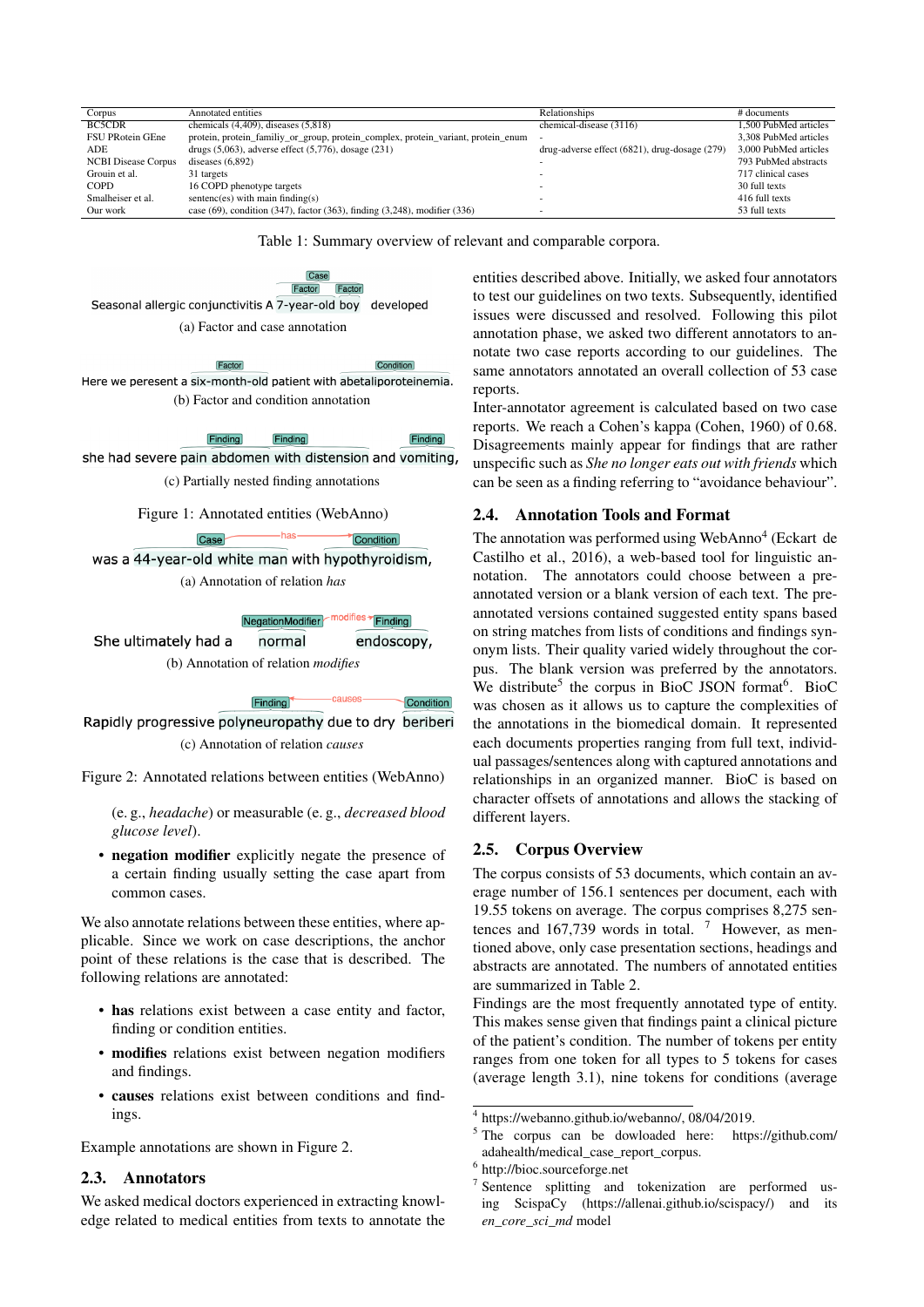| Corpus | Annotated entities | Relationships | # documents |
|---|---|---|---|
| BC5CDR | chemicals (4,409), diseases (5,818) | chemical-disease (3116) | 1,500 PubMed articles |
| FSU PRotein GEne | protein, protein_familiy_or_group, protein_complex, protein_variant, protein_enum | - | 3,308 PubMed articles |
| ADE | drugs (5,063), adverse effect (5,776), dosage (231) | drug-adverse effect (6821), drug-dosage (279) | 3,000 PubMed articles |
| NCBI Disease Corpus | diseases (6,892) | - | 793 PubMed abstracts |
| Grouin et al. | 31 targets | - | 717 clinical cases |
| COPD | 16 COPD phenotype targets | - | 30 full texts |
| Smalheiser et al. | sentenc(es) with main finding(s) | - | 416 full texts |
| Our work | case (69), condition (347), factor (363), finding (3,248), modifier (336) | - | 53 full texts |

Table 1: Summary overview of relevant and comparable corpora.

Seasonal allergic conjunctivitis A 7-year-old boy developed

(a) Factor and case annotation

Here we perent a six-month-old patient with abetaliporoteinemia.

(b) Factor and condition annotation

she had severe pain abdomen with distension and vomiting,

(c) Partially nested finding annotations

Figure 1: Annotated entities (WebAnno)

was a 44-year-old white man with hypothyroidism,

(a) Annotation of relation *has*

She ultimately had a normal endoscopy,

(b) Annotation of relation *modifies*

Rapidly progressive polyneuropathy due to dry beriberi

(c) Annotation of relation *causes*

Figure 2: Annotated relations between entities (WebAnno)

(e. g., *headache*) or measurable (e. g., *decreased blood glucose level*).

- **negation modifier** explicitly negate the presence of a certain finding usually setting the case apart from common cases.

We also annotate relations between these entities, where applicable. Since we work on case descriptions, the anchor point of these relations is the case that is described. The following relations are annotated:

- **has** relations exist between a case entity and factor, finding or condition entities.
- **modifies** relations exist between negation modifiers and findings.
- **causes** relations exist between conditions and findings.

Example annotations are shown in Figure 2.

## 2.3. Annotators

We asked medical doctors experienced in extracting knowledge related to medical entities from texts to annotate the entities described above. Initially, we asked four annotators to test our guidelines on two texts. Subsequently, identified issues were discussed and resolved. Following this pilot annotation phase, we asked two different annotators to annotate two case reports according to our guidelines. The same annotators annotated an overall collection of 53 case reports.

Inter-annotator agreement is calculated based on two case reports. We reach a Cohen's kappa (Cohen, 1960) of 0.68. Disagreements mainly appear for findings that are rather unspecific such as *She no longer eats out with friends* which can be seen as a finding referring to "avoidance behaviour".

## 2.4. Annotation Tools and Format

The annotation was performed using WebAnno[4] (Eckart de Castilho et al., 2016), a web-based tool for linguistic annotation. The annotators could choose between a pre-annotated version or a blank version of each text. The pre-annotated versions contained suggested entity spans based on string matches from lists of conditions and findings synonym lists. Their quality varied widely throughout the corpus. The blank version was preferred by the annotators. We distribute[5] the corpus in BioC JSON format[6]. BioC was chosen as it allows us to capture the complexities of the annotations in the biomedical domain. It represented each documents properties ranging from full text, individual passages/sentences along with captured annotations and relationships in an organized manner. BioC is based on character offsets of annotations and allows the stacking of different layers.

## 2.5. Corpus Overview

The corpus consists of 53 documents, which contain an average number of 156.1 sentences per document, each with 19.55 tokens on average. The corpus comprises 8,275 sentences and 167,739 words in total. [7] However, as mentioned above, only case presentation sections, headings and abstracts are annotated. The numbers of annotated entities are summarized in Table 2.

Findings are the most frequently annotated type of entity. This makes sense given that findings paint a clinical picture of the patient's condition. The number of tokens per entity ranges from one token for all types to 5 tokens for cases (average length 3.1), nine tokens for conditions (average

[4] https://webanno.github.io/webanno/, 08/04/2019.

[5] The corpus can be dowloaded here: https://github.com/adahealth/medical_case_report_corpus.

[6] http://bioc.sourceforge.net

[7] Sentence splitting and tokenization are performed using ScispaCy (https://allenai.github.io/scispacy/) and its *en_core_sci_md* model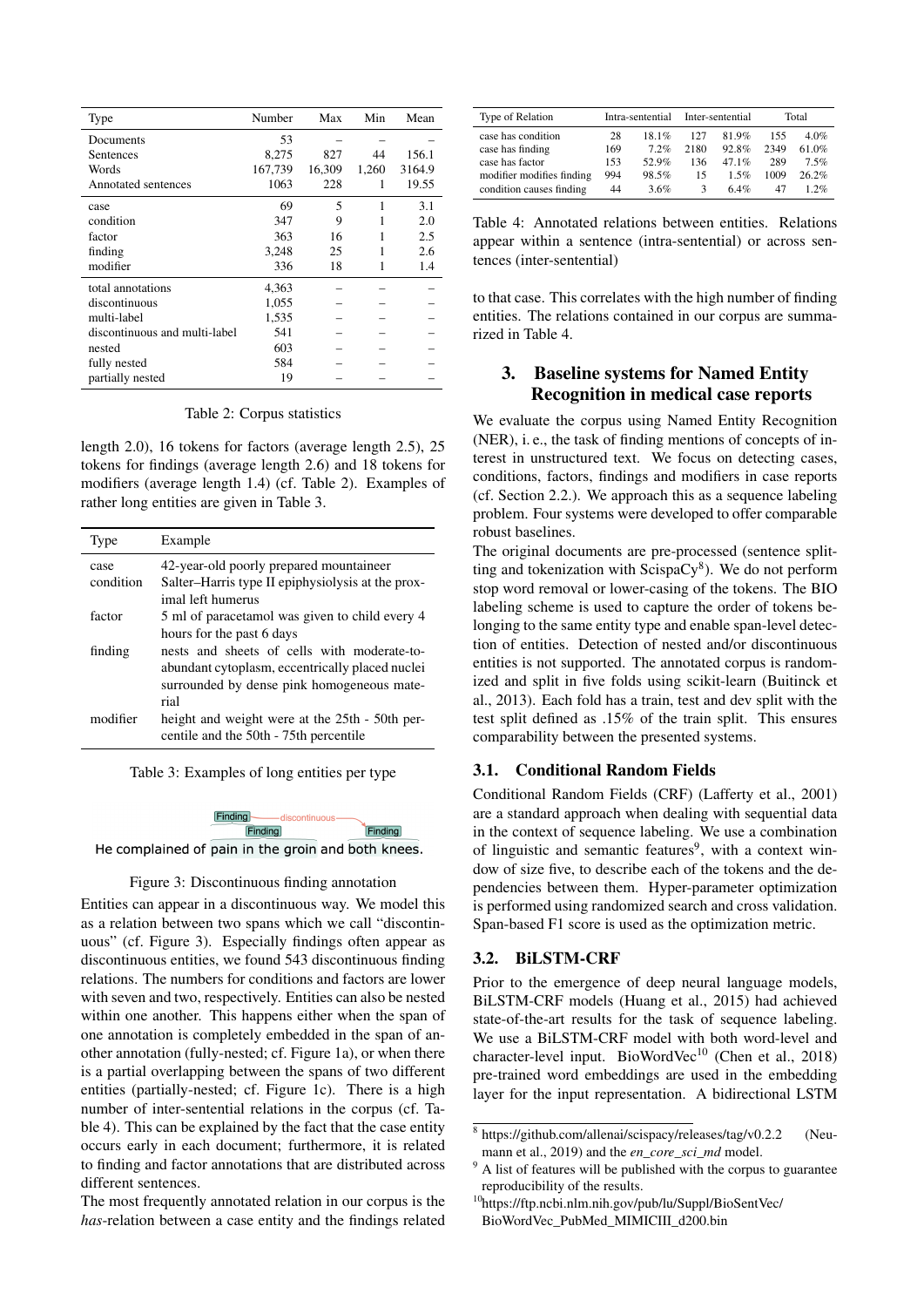| Type | Number | Max | Min | Mean |
|---|---|---|---|---|
| Documents | 53 | – | – | – |
| Sentences | 8,275 | 827 | 44 | 156.1 |
| Words | 167,739 | 16,309 | 1,260 | 3164.9 |
| Annotated sentences | 1063 | 228 | 1 | 19.55 |
| case | 69 | 5 | 1 | 3.1 |
| condition | 347 | 9 | 1 | 2.0 |
| factor | 363 | 16 | 1 | 2.5 |
| finding | 3,248 | 25 | 1 | 2.6 |
| modifier | 336 | 18 | 1 | 1.4 |
| total annotations | 4,363 | – | – | – |
| discontinuous | 1,055 | – | – | – |
| multi-label | 1,535 | – | – | – |
| discontinuous and multi-label | 541 | – | – | – |
| nested | 603 | – | – | – |
| fully nested | 584 | – | – | – |
| partially nested | 19 | – | – | – |

Table 2: Corpus statistics

length 2.0), 16 tokens for factors (average length 2.5), 25 tokens for findings (average length 2.6) and 18 tokens for modifiers (average length 1.4) (cf. Table 2). Examples of rather long entities are given in Table 3.

| Type | Example |
|---|---|
| case | 42-year-old poorly prepared mountaineer |
| condition | Salter–Harris type II epiphysiolysis at the proximal left humerus |
| factor | 5 ml of paracetamol was given to child every 4 hours for the past 6 days |
| finding | nests and sheets of cells with moderate-to-abundant cytoplasm, eccentrically placed nuclei surrounded by dense pink homogeneous material |
| modifier | height and weight were at the 25th - 50th percentile and the 50th - 75th percentile |

Table 3: Examples of long entities per type

He complained of pain in the groin and both knees.

Figure 3: Discontinuous finding annotation

Entities can appear in a discontinuous way. We model this as a relation between two spans which we call "discontinuous" (cf. Figure 3). Especially findings often appear as discontinuous entities, we found 543 discontinuous finding relations. The numbers for conditions and factors are lower with seven and two, respectively. Entities can also be nested within one another. This happens either when the span of one annotation is completely embedded in the span of another annotation (fully-nested; cf. Figure 1a), or when there is a partial overlapping between the spans of two different entities (partially-nested; cf. Figure 1c). There is a high number of inter-sentential relations in the corpus (cf. Table 4). This can be explained by the fact that the case entity occurs early in each document; furthermore, it is related to finding and factor annotations that are distributed across different sentences.

The most frequently annotated relation in our corpus is the *has*-relation between a case entity and the findings related

| Type of Relation | Intra-sentential | | Inter-sentential | | Total | |
|---|---|---|---|---|---|---|
| case has condition | 28 | 18.1% | 127 | 81.9% | 155 | 4.0% |
| case has finding | 169 | 7.2% | 2180 | 92.8% | 2349 | 61.0% |
| case has factor | 153 | 52.9% | 136 | 47.1% | 289 | 7.5% |
| modifier modifies finding | 994 | 98.5% | 15 | 1.5% | 1009 | 26.2% |
| condition causes finding | 44 | 3.6% | 3 | 6.4% | 47 | 1.2% |

Table 4: Annotated relations between entities. Relations appear within a sentence (intra-sentential) or across sentences (inter-sentential)

to that case. This correlates with the high number of finding entities. The relations contained in our corpus are summarized in Table 4.

## 3. Baseline systems for Named Entity Recognition in medical case reports

We evaluate the corpus using Named Entity Recognition (NER), i. e., the task of finding mentions of concepts of interest in unstructured text. We focus on detecting cases, conditions, factors, findings and modifiers in case reports (cf. Section 2.2.). We approach this as a sequence labeling problem. Four systems were developed to offer comparable robust baselines.

The original documents are pre-processed (sentence splitting and tokenization with ScispaCy[8]). We do not perform stop word removal or lower-casing of the tokens. The BIO labeling scheme is used to capture the order of tokens belonging to the same entity type and enable span-level detection of entities. Detection of nested and/or discontinuous entities is not supported. The annotated corpus is randomized and split in five folds using scikit-learn (Buitinck et al., 2013). Each fold has a train, test and dev split with the test split defined as .15% of the train split. This ensures comparability between the presented systems.

### 3.1. Conditional Random Fields

Conditional Random Fields (CRF) (Lafferty et al., 2001) are a standard approach when dealing with sequential data in the context of sequence labeling. We use a combination of linguistic and semantic features[9], with a context window of size five, to describe each of the tokens and the dependencies between them. Hyper-parameter optimization is performed using randomized search and cross validation. Span-based F1 score is used as the optimization metric.

### 3.2. BiLSTM-CRF

Prior to the emergence of deep neural language models, BiLSTM-CRF models (Huang et al., 2015) had achieved state-of-the-art results for the task of sequence labeling. We use a BiLSTM-CRF model with both word-level and character-level input. BioWordVec[10] (Chen et al., 2018) pre-trained word embeddings are used in the embedding layer for the input representation. A bidirectional LSTM

[8] https://github.com/allenai/scispacy/releases/tag/v0.2.2 (Neumann et al., 2019) and the *en_core_sci_md* model.

[9] A list of features will be published with the corpus to guarantee reproducibility of the results.

[10] https://ftp.ncbi.nlm.nih.gov/pub/lu/Suppl/BioSentVec/BioWordVec_PubMed_MIMICIII_d200.bin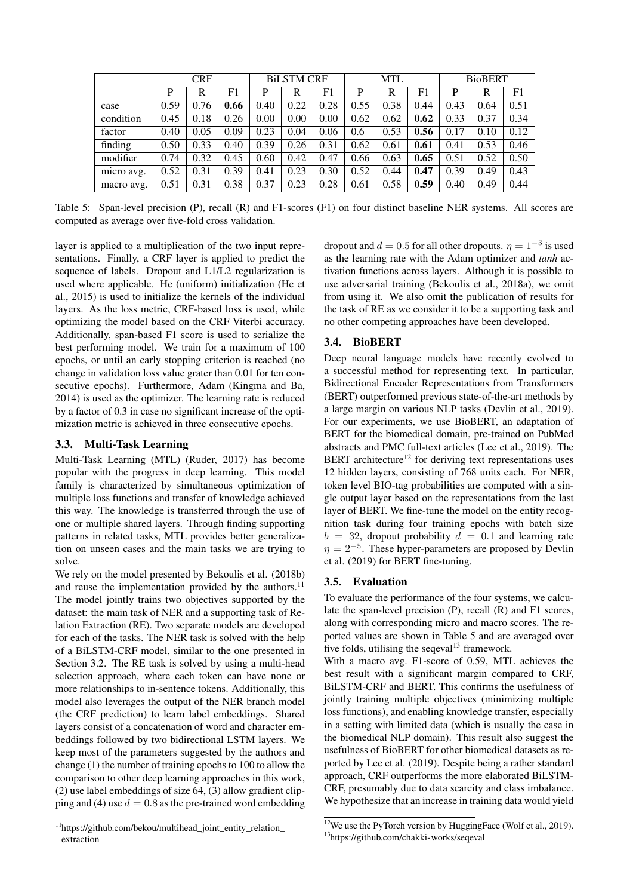| | CRF | | | BiLSTM CRF | | | MTL | | | BioBERT | | |
|---|---|---|---|---|---|---|---|---|---|---|---|---|
| | P | R | F1 | P | R | F1 | P | R | F1 | P | R | F1 |
| case | 0.59 | 0.76 | **0.66** | 0.40 | 0.22 | 0.28 | 0.55 | 0.38 | 0.44 | 0.43 | 0.64 | 0.51 |
| condition | 0.45 | 0.18 | 0.26 | 0.00 | 0.00 | 0.00 | 0.62 | 0.62 | **0.62** | 0.33 | 0.37 | 0.34 |
| factor | 0.40 | 0.05 | 0.09 | 0.23 | 0.04 | 0.06 | 0.6 | 0.53 | **0.56** | 0.17 | 0.10 | 0.12 |
| finding | 0.50 | 0.33 | 0.40 | 0.39 | 0.26 | 0.31 | 0.62 | 0.61 | **0.61** | 0.41 | 0.53 | 0.46 |
| modifier | 0.74 | 0.32 | 0.45 | 0.60 | 0.42 | 0.47 | 0.66 | 0.63 | **0.65** | 0.51 | 0.52 | 0.50 |
| micro avg. | 0.52 | 0.31 | 0.39 | 0.41 | 0.23 | 0.30 | 0.52 | 0.44 | **0.47** | 0.39 | 0.49 | 0.43 |
| macro avg. | 0.51 | 0.31 | 0.38 | 0.37 | 0.23 | 0.28 | 0.61 | 0.58 | **0.59** | 0.40 | 0.49 | 0.44 |

Table 5: Span-level precision (P), recall (R) and F1-scores (F1) on four distinct baseline NER systems. All scores are computed as average over five-fold cross validation.

layer is applied to a multiplication of the two input representations. Finally, a CRF layer is applied to predict the sequence of labels. Dropout and L1/L2 regularization is used where applicable. He (uniform) initialization (He et al., 2015) is used to initialize the kernels of the individual layers. As the loss metric, CRF-based loss is used, while optimizing the model based on the CRF Viterbi accuracy. Additionally, span-based F1 score is used to serialize the best performing model. We train for a maximum of 100 epochs, or until an early stopping criterion is reached (no change in validation loss value grater than 0.01 for ten consecutive epochs). Furthermore, Adam (Kingma and Ba, 2014) is used as the optimizer. The learning rate is reduced by a factor of 0.3 in case no significant increase of the optimization metric is achieved in three consecutive epochs.

### 3.3. Multi-Task Learning

Multi-Task Learning (MTL) (Ruder, 2017) has become popular with the progress in deep learning. This model family is characterized by simultaneous optimization of multiple loss functions and transfer of knowledge achieved this way. The knowledge is transferred through the use of one or multiple shared layers. Through finding supporting patterns in related tasks, MTL provides better generalization on unseen cases and the main tasks we are trying to solve.

We rely on the model presented by Bekoulis et al. (2018b) and reuse the implementation provided by the authors.[11] The model jointly trains two objectives supported by the dataset: the main task of NER and a supporting task of Relation Extraction (RE). Two separate models are developed for each of the tasks. The NER task is solved with the help of a BiLSTM-CRF model, similar to the one presented in Section 3.2. The RE task is solved by using a multi-head selection approach, where each token can have none or more relationships to in-sentence tokens. Additionally, this model also leverages the output of the NER branch model (the CRF prediction) to learn label embeddings. Shared layers consist of a concatenation of word and character embeddings followed by two bidirectional LSTM layers. We keep most of the parameters suggested by the authors and change (1) the number of training epochs to 100 to allow the comparison to other deep learning approaches in this work, (2) use label embeddings of size 64, (3) allow gradient clipping and (4) use $d = 0.8$ as the pre-trained word embedding dropout and $d = 0.5$ for all other dropouts. $\eta = 1^{-3}$ is used as the learning rate with the Adam optimizer and *tanh* activation functions across layers. Although it is possible to use adversarial training (Bekoulis et al., 2018a), we omit from using it. We also omit the publication of results for the task of RE as we consider it to be a supporting task and no other competing approaches have been developed.

### 3.4. BioBERT

Deep neural language models have recently evolved to a successful method for representing text. In particular, Bidirectional Encoder Representations from Transformers (BERT) outperformed previous state-of-the-art methods by a large margin on various NLP tasks (Devlin et al., 2019). For our experiments, we use BioBERT, an adaptation of BERT for the biomedical domain, pre-trained on PubMed abstracts and PMC full-text articles (Lee et al., 2019). The BERT architecture[12] for deriving text representations uses 12 hidden layers, consisting of 768 units each. For NER, token level BIO-tag probabilities are computed with a single output layer based on the representations from the last layer of BERT. We fine-tune the model on the entity recognition task during four training epochs with batch size $b = 32$, dropout probability $d = 0.1$ and learning rate $\eta = 2^{-5}$. These hyper-parameters are proposed by Devlin et al. (2019) for BERT fine-tuning.

### 3.5. Evaluation

To evaluate the performance of the four systems, we calculate the span-level precision (P), recall (R) and F1 scores, along with corresponding micro and macro scores. The reported values are shown in Table 5 and are averaged over five folds, utilising the seqeval[13] framework.

With a macro avg. F1-score of 0.59, MTL achieves the best result with a significant margin compared to CRF, BiLSTM-CRF and BERT. This confirms the usefulness of jointly training multiple objectives (minimizing multiple loss functions), and enabling knowledge transfer, especially in a setting with limited data (which is usually the case in the biomedical NLP domain). This result also suggest the usefulness of BioBERT for other biomedical datasets as reported by Lee et al. (2019). Despite being a rather standard approach, CRF outperforms the more elaborated BiLSTM-CRF, presumably due to data scarcity and class imbalance. We hypothesize that an increase in training data would yield

[11] https://github.com/bekou/multihead_joint_entity_relation_extraction

[12] We use the PyTorch version by HuggingFace (Wolf et al., 2019).

[13] https://github.com/chakki-works/seqeval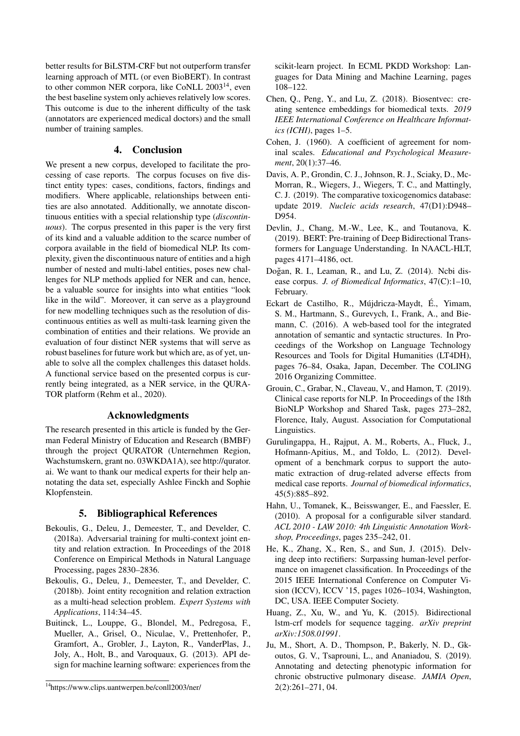better results for BiLSTM-CRF but not outperform transfer learning approach of MTL (or even BioBERT). In contrast to other common NER corpora, like CoNLL 2003[14], even the best baseline system only achieves relatively low scores. This outcome is due to the inherent difficulty of the task (annotators are experienced medical doctors) and the small number of training samples.

## 4. Conclusion

We present a new corpus, developed to facilitate the processing of case reports. The corpus focuses on five distinct entity types: cases, conditions, factors, findings and modifiers. Where applicable, relationships between entities are also annotated. Additionally, we annotate discontinuous entities with a special relationship type (*discontinuous*). The corpus presented in this paper is the very first of its kind and a valuable addition to the scarce number of corpora available in the field of biomedical NLP. Its complexity, given the discontinuous nature of entities and a high number of nested and multi-label entities, poses new challenges for NLP methods applied for NER and can, hence, be a valuable source for insights into what entities "look like in the wild". Moreover, it can serve as a playground for new modelling techniques such as the resolution of discontinuous entities as well as multi-task learning given the combination of entities and their relations. We provide an evaluation of four distinct NER systems that will serve as robust baselines for future work but which are, as of yet, unable to solve all the complex challenges this dataset holds. A functional service based on the presented corpus is currently being integrated, as a NER service, in the QURATOR platform (Rehm et al., 2020).

## Acknowledgments

The research presented in this article is funded by the German Federal Ministry of Education and Research (BMBF) through the project QURATOR (Unternehmen Region, Wachstumskern, grant no. 03WKDA1A), see http://qurator.ai. We want to thank our medical experts for their help annotating the data set, especially Ashlee Finckh and Sophie Klopfenstein.

## 5. Bibliographical References

Bekoulis, G., Deleu, J., Demeester, T., and Develder, C. (2018a). Adversarial training for multi-context joint entity and relation extraction. In Proceedings of the 2018 Conference on Empirical Methods in Natural Language Processing, pages 2830–2836.

Bekoulis, G., Deleu, J., Demeester, T., and Develder, C. (2018b). Joint entity recognition and relation extraction as a multi-head selection problem. *Expert Systems with Applications*, 114:34–45.

Buitinck, L., Louppe, G., Blondel, M., Pedregosa, F., Mueller, A., Grisel, O., Niculae, V., Prettenhofer, P., Gramfort, A., Grobler, J., Layton, R., VanderPlas, J., Joly, A., Holt, B., and Varoquaux, G. (2013). API design for machine learning software: experiences from the scikit-learn project. In ECML PKDD Workshop: Languages for Data Mining and Machine Learning, pages 108–122.

Chen, Q., Peng, Y., and Lu, Z. (2018). Biosentvec: creating sentence embeddings for biomedical texts. *2019 IEEE International Conference on Healthcare Informatics (ICHI)*, pages 1–5.

Cohen, J. (1960). A coefficient of agreement for nominal scales. *Educational and Psychological Measurement*, 20(1):37–46.

Davis, A. P., Grondin, C. J., Johnson, R. J., Sciaky, D., McMorran, R., Wiegers, J., Wiegers, T. C., and Mattingly, C. J. (2019). The comparative toxicogenomics database: update 2019. *Nucleic acids research*, 47(D1):D948–D954.

Devlin, J., Chang, M.-W., Lee, K., and Toutanova, K. (2019). BERT: Pre-training of Deep Bidirectional Transformers for Language Understanding. In NAACL-HLT, pages 4171–4186, oct.

Doğan, R. I., Leaman, R., and Lu, Z. (2014). Ncbi disease corpus. *J. of Biomedical Informatics*, 47(C):1–10, February.

Eckart de Castilho, R., Mújdricza-Maydt, É., Yimam, S. M., Hartmann, S., Gurevych, I., Frank, A., and Biemann, C. (2016). A web-based tool for the integrated annotation of semantic and syntactic structures. In Proceedings of the Workshop on Language Technology Resources and Tools for Digital Humanities (LT4DH), pages 76–84, Osaka, Japan, December. The COLING 2016 Organizing Committee.

Grouin, C., Grabar, N., Claveau, V., and Hamon, T. (2019). Clinical case reports for NLP. In Proceedings of the 18th BioNLP Workshop and Shared Task, pages 273–282, Florence, Italy, August. Association for Computational Linguistics.

Gurulingappa, H., Rajput, A. M., Roberts, A., Fluck, J., Hofmann-Apitius, M., and Toldo, L. (2012). Development of a benchmark corpus to support the automatic extraction of drug-related adverse effects from medical case reports. *Journal of biomedical informatics*, 45(5):885–892.

Hahn, U., Tomanek, K., Beisswanger, E., and Faessler, E. (2010). A proposal for a configurable silver standard. *ACL 2010 - LAW 2010: 4th Linguistic Annotation Workshop, Proceedings*, pages 235–242, 01.

He, K., Zhang, X., Ren, S., and Sun, J. (2015). Delving deep into rectifiers: Surpassing human-level performance on imagenet classification. In Proceedings of the 2015 IEEE International Conference on Computer Vision (ICCV), ICCV '15, pages 1026–1034, Washington, DC, USA. IEEE Computer Society.

Huang, Z., Xu, W., and Yu, K. (2015). Bidirectional lstm-crf models for sequence tagging. *arXiv preprint arXiv:1508.01991*.

Ju, M., Short, A. D., Thompson, P., Bakerly, N. D., Gkoutos, G. V., Tsaprouni, L., and Ananiadou, S. (2019). Annotating and detecting phenotypic information for chronic obstructive pulmonary disease. *JAMIA Open*, 2(2):261–271, 04.

[14] https://www.clips.uantwerpen.be/conll2003/ner/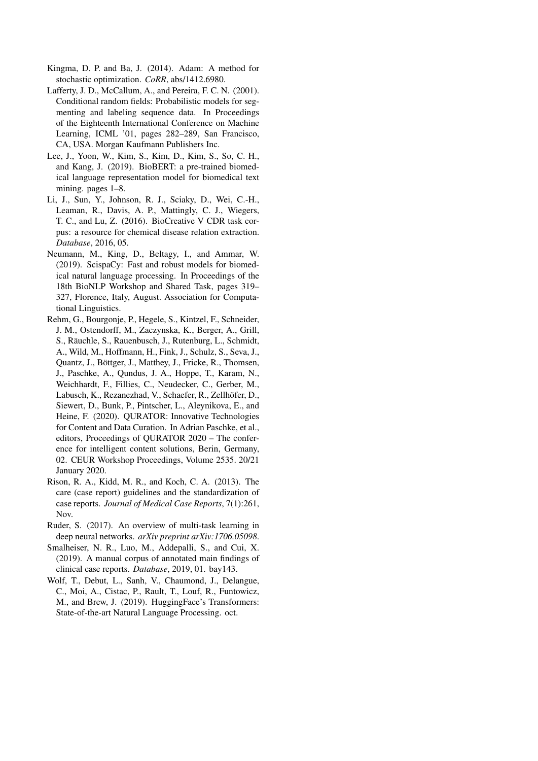Kingma, D. P. and Ba, J. (2014). Adam: A method for stochastic optimization. *CoRR*, abs/1412.6980.

Lafferty, J. D., McCallum, A., and Pereira, F. C. N. (2001). Conditional random fields: Probabilistic models for segmenting and labeling sequence data. In Proceedings of the Eighteenth International Conference on Machine Learning, ICML '01, pages 282–289, San Francisco, CA, USA. Morgan Kaufmann Publishers Inc.

Lee, J., Yoon, W., Kim, S., Kim, D., Kim, S., So, C. H., and Kang, J. (2019). BioBERT: a pre-trained biomedical language representation model for biomedical text mining. pages 1–8.

Li, J., Sun, Y., Johnson, R. J., Sciaky, D., Wei, C.-H., Leaman, R., Davis, A. P., Mattingly, C. J., Wiegers, T. C., and Lu, Z. (2016). BioCreative V CDR task corpus: a resource for chemical disease relation extraction. *Database*, 2016, 05.

Neumann, M., King, D., Beltagy, I., and Ammar, W. (2019). ScispaCy: Fast and robust models for biomedical natural language processing. In Proceedings of the 18th BioNLP Workshop and Shared Task, pages 319–327, Florence, Italy, August. Association for Computational Linguistics.

Rehm, G., Bourgonje, P., Hegele, S., Kintzel, F., Schneider, J. M., Ostendorff, M., Zaczynska, K., Berger, A., Grill, S., Räuchle, S., Rauenbusch, J., Rutenburg, L., Schmidt, A., Wild, M., Hoffmann, H., Fink, J., Schulz, S., Seva, J., Quantz, J., Böttger, J., Matthey, J., Fricke, R., Thomsen, J., Paschke, A., Qundus, J. A., Hoppe, T., Karam, N., Weichhardt, F., Fillies, C., Neudecker, C., Gerber, M., Labusch, K., Rezanezhad, V., Schaefer, R., Zellhöfer, D., Siewert, D., Bunk, P., Pintscher, L., Aleynikova, E., and Heine, F. (2020). QURATOR: Innovative Technologies for Content and Data Curation. In Adrian Paschke, et al., editors, Proceedings of QURATOR 2020 – The conference for intelligent content solutions, Berin, Germany, 02. CEUR Workshop Proceedings, Volume 2535. 20/21 January 2020.

Rison, R. A., Kidd, M. R., and Koch, C. A. (2013). The care (case report) guidelines and the standardization of case reports. *Journal of Medical Case Reports*, 7(1):261, Nov.

Ruder, S. (2017). An overview of multi-task learning in deep neural networks. *arXiv preprint arXiv:1706.05098*.

Smalheiser, N. R., Luo, M., Addepalli, S., and Cui, X. (2019). A manual corpus of annotated main findings of clinical case reports. *Database*, 2019, 01. bay143.

Wolf, T., Debut, L., Sanh, V., Chaumond, J., Delangue, C., Moi, A., Cistac, P., Rault, T., Louf, R., Funtowicz, M., and Brew, J. (2019). HuggingFace's Transformers: State-of-the-art Natural Language Processing. oct.